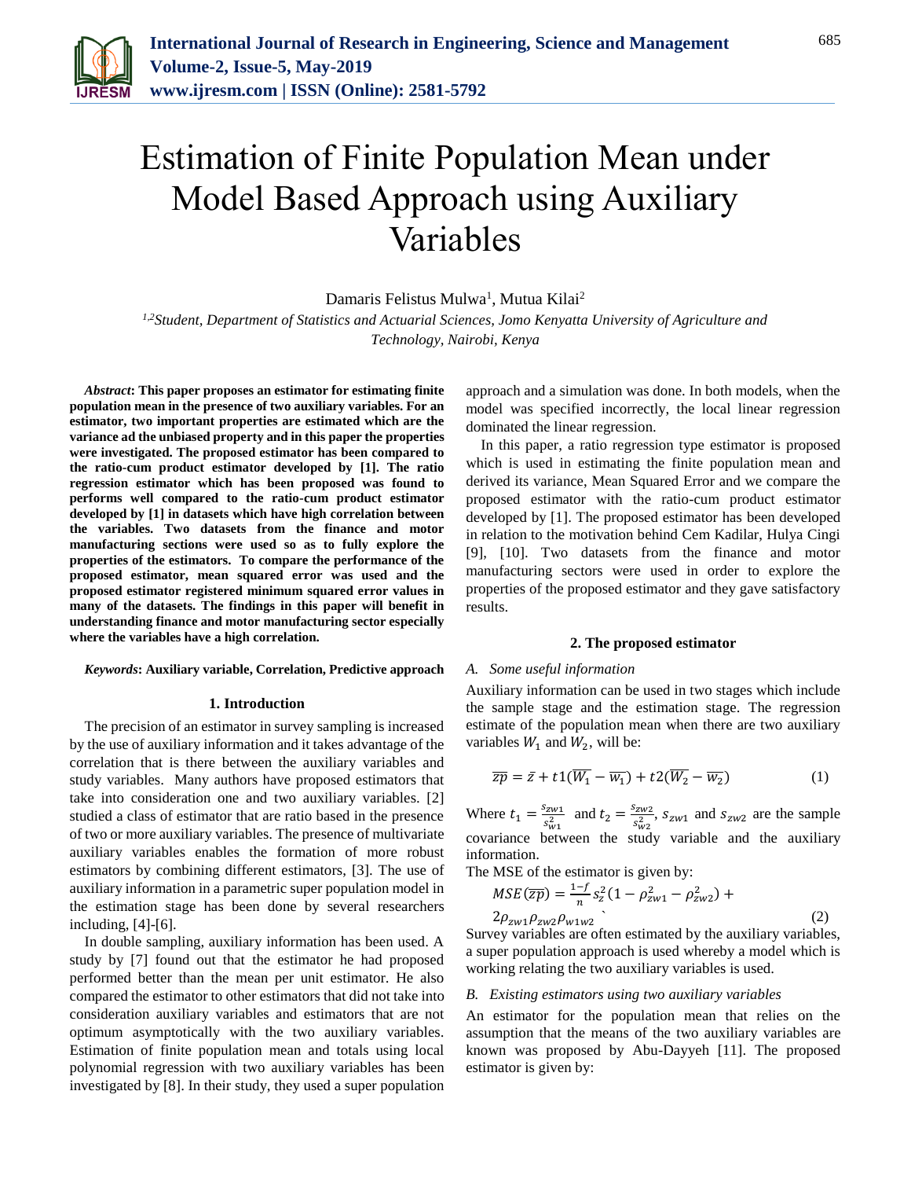# Estimation of Finite Population Mean under Model Based Approach using Auxiliary Variables

Damaris Felistus Mulwa[1], Mutua Kilai[2]

[1,2]*Student, Department of Statistics and Actuarial Sciences, Jomo Kenyatta University of Agriculture and Technology, Nairobi, Kenya*

***Abstract*: This paper proposes an estimator for estimating finite population mean in the presence of two auxiliary variables. For an estimator, two important properties are estimated which are the variance ad the unbiased property and in this paper the properties were investigated. The proposed estimator has been compared to the ratio-cum product estimator developed by [1]. The ratio regression estimator which has been proposed was found to performs well compared to the ratio-cum product estimator developed by [1] in datasets which have high correlation between the variables. Two datasets from the finance and motor manufacturing sections were used so as to fully explore the properties of the estimators. To compare the performance of the proposed estimator, mean squared error was used and the proposed estimator registered minimum squared error values in many of the datasets. The findings in this paper will benefit in understanding finance and motor manufacturing sector especially where the variables have a high correlation.**

***Keywords*: Auxiliary variable, Correlation, Predictive approach**

## 1. Introduction

The precision of an estimator in survey sampling is increased by the use of auxiliary information and it takes advantage of the correlation that is there between the auxiliary variables and study variables. Many authors have proposed estimators that take into consideration one and two auxiliary variables. [2] studied a class of estimator that are ratio based in the presence of two or more auxiliary variables. The presence of multivariate auxiliary variables enables the formation of more robust estimators by combining different estimators, [3]. The use of auxiliary information in a parametric super population model in the estimation stage has been done by several researchers including, [4]-[6].

In double sampling, auxiliary information has been used. A study by [7] found out that the estimator he had proposed performed better than the mean per unit estimator. He also compared the estimator to other estimators that did not take into consideration auxiliary variables and estimators that are not optimum asymptotically with the two auxiliary variables. Estimation of finite population mean and totals using local polynomial regression with two auxiliary variables has been investigated by [8]. In their study, they used a super population approach and a simulation was done. In both models, when the model was specified incorrectly, the local linear regression dominated the linear regression.

In this paper, a ratio regression type estimator is proposed which is used in estimating the finite population mean and derived its variance, Mean Squared Error and we compare the proposed estimator with the ratio-cum product estimator developed by [1]. The proposed estimator has been developed in relation to the motivation behind Cem Kadilar, Hulya Cingi [9], [10]. Two datasets from the finance and motor manufacturing sectors were used in order to explore the properties of the proposed estimator and they gave satisfactory results.

## 2. The proposed estimator

### *A. Some useful information*

Auxiliary information can be used in two stages which include the sample stage and the estimation stage. The regression estimate of the population mean when there are two auxiliary variables $W_1$ and $W_2$, will be:

$$\overline{zp} = \bar{z} + t1(\overline{W_1} - \overline{w_1}) + t2(\overline{W_2} - \overline{w_2}) \tag{1}$$

Where $t_1 = \frac{s_{zw1}}{s_{w1}^2}$ and $t_2 = \frac{s_{zw2}}{s_{w2}^2}$, $s_{zw1}$ and $s_{zw2}$ are the sample covariance between the study variable and the auxiliary information.

The MSE of the estimator is given by:

$$MSE(\overline{zp}) = \frac{1-f}{n} s_z^2 (1 - \rho_{zw1}^2 - \rho_{zw2}^2) + 2\rho_{zw1}\rho_{zw2}\rho_{w1w2} \tag{2}$$

Survey variables are often estimated by the auxiliary variables, a super population approach is used whereby a model which is working relating the two auxiliary variables is used.

### *B. Existing estimators using two auxiliary variables*

An estimator for the population mean that relies on the assumption that the means of the two auxiliary variables are known was proposed by Abu-Dayyeh [11]. The proposed estimator is given by: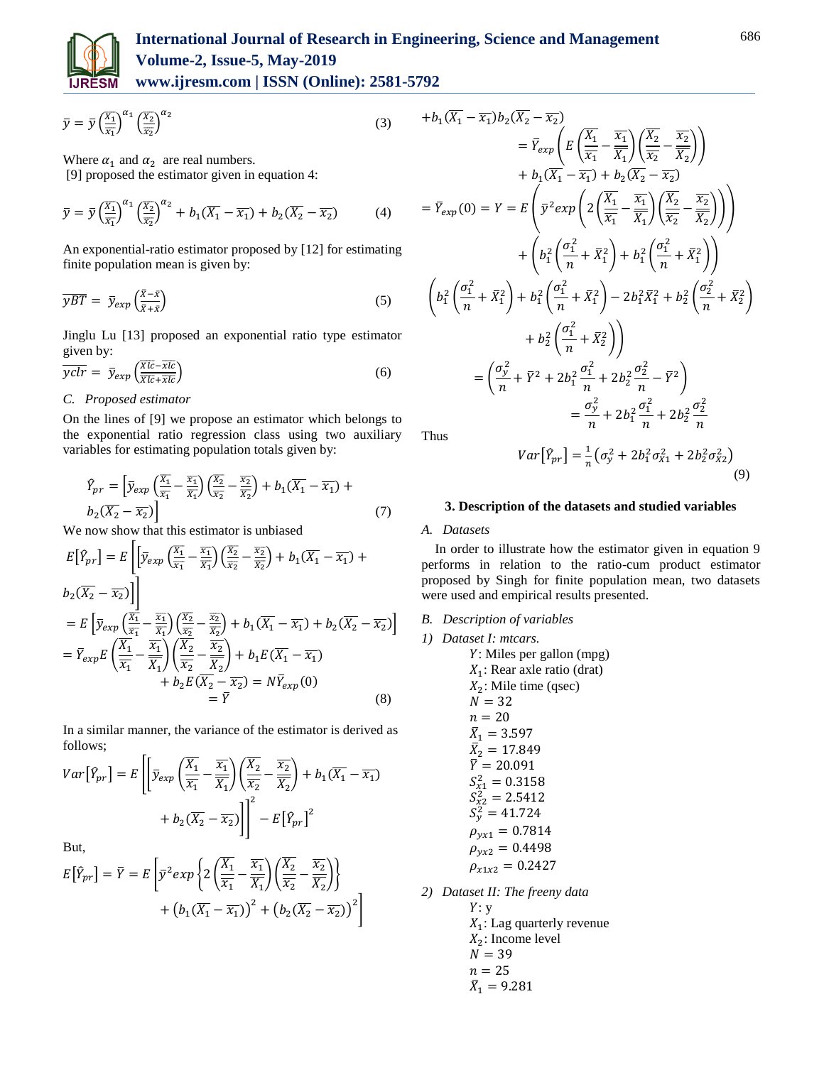$$\bar{y} = \bar{y}\left(\frac{\bar{X_1}}{\bar{x_1}}\right)^{\alpha_1}\left(\frac{\bar{X_2}}{\bar{x_2}}\right)^{\alpha_2} \tag{3}$$

Where $\alpha_1$ and $\alpha_2$ are real numbers.

[9] proposed the estimator given in equation 4:

$$\bar{y} = \bar{y}\left(\frac{\bar{X_1}}{\bar{x_1}}\right)^{\alpha_1}\left(\frac{\bar{X_2}}{\bar{x_2}}\right)^{\alpha_2} + b_1(\overline{X_1} - \overline{x_1}) + b_2(\overline{X_2} - \overline{x_2}) \tag{4}$$

An exponential-ratio estimator proposed by [12] for estimating finite population mean is given by:

$$\overline{yBT} = \bar{y}_{exp}\left(\frac{\bar{X} - \bar{x}}{\bar{X} + \bar{x}}\right) \tag{5}$$

Jinglu Lu [13] proposed an exponential ratio type estimator given by:

$$\overline{yclr} = \bar{y}_{exp}\left(\frac{\overline{Xlc} - \overline{xlc}}{\overline{Xlc} + \overline{xlc}}\right) \tag{6}$$

### C. Proposed estimator

On the lines of [9] we propose an estimator which belongs to the exponential ratio regression class using two auxiliary variables for estimating population totals given by:

$$\hat{Y}_{pr} = \left[\bar{y}_{exp}\left(\frac{\overline{X_1}}{\overline{x_1}} - \frac{\overline{x_1}}{\overline{X_1}}\right)\left(\frac{\overline{X_2}}{\overline{x_2}} - \frac{\overline{x_2}}{\overline{X_2}}\right) + b_1(\overline{X_1} - \overline{x_1}) + b_2(\overline{X_2} - \overline{x_2})\right] \tag{7}$$

We now show that this estimator is unbiased

$$E[\hat{Y}_{pr}] = E\left[\left[\bar{y}_{exp}\left(\frac{\overline{X_1}}{\overline{x_1}} - \frac{\overline{x_1}}{\overline{X_1}}\right)\left(\frac{\overline{X_2}}{\overline{x_2}} - \frac{\overline{x_2}}{\overline{X_2}}\right) + b_1(\overline{X_1} - \overline{x_1}) + b_2(\overline{X_2} - \overline{x_2})\right]\right]$$

$$= E\left[\bar{y}_{exp}\left(\frac{\overline{X_1}}{\overline{x_1}} - \frac{\overline{x_1}}{\overline{X_1}}\right)\left(\frac{\overline{X_2}}{\overline{x_2}} - \frac{\overline{x_2}}{\overline{X_2}}\right) + b_1(\overline{X_1} - \overline{x_1}) + b_2(\overline{X_2} - \overline{x_2})\right]$$

$$= \bar{Y}_{exp}E\left(\frac{\overline{X_1}}{\overline{x_1}} - \frac{\overline{x_1}}{\overline{X_1}}\right)\left(\frac{\overline{X_2}}{\overline{x_2}} - \frac{\overline{x_2}}{\overline{X_2}}\right) + b_1E(\overline{X_1} - \overline{x_1}) + b_2E(\overline{X_2} - \overline{x_2}) = N\bar{Y}_{exp}(0) = \bar{Y} \tag{8}$$

In a similar manner, the variance of the estimator is derived as follows;

$$Var[\hat{Y}_{pr}] = E\left[\left[\bar{y}_{exp}\left(\frac{\overline{X_1}}{\overline{x_1}} - \frac{\overline{x_1}}{\overline{X_1}}\right)\left(\frac{\overline{X_2}}{\overline{x_2}} - \frac{\overline{x_2}}{\overline{X_2}}\right) + b_1(\overline{X_1} - \overline{x_1}) + b_2(\overline{X_2} - \overline{x_2})\right]\right]^2 - E[\hat{Y}_{pr}]^2$$

But,

$$E[\hat{Y}_{pr}] = \bar{Y} = E\left[\bar{y}^2 exp\left\{2\left(\frac{\overline{X_1}}{\overline{x_1}} - \frac{\overline{x_1}}{\overline{X_1}}\right)\left(\frac{\overline{X_2}}{\overline{x_2}} - \frac{\overline{x_2}}{\overline{X_2}}\right)\right\} + \left(b_1(\overline{X_1} - \overline{x_1})\right)^2 + \left(b_2(\overline{X_2} - \overline{x_2})\right)^2 + b_1(\overline{X_1} - \overline{x_1})b_2(\overline{X_2} - \overline{x_2})\right]$$

$$= \bar{Y}_{exp}\left(E\left(\frac{\overline{X_1}}{\overline{x_1}} - \frac{\overline{x_1}}{\overline{\overline{X_1}}}\right)\left(\frac{\overline{X_2}}{\overline{x_2}} - \frac{\overline{x_2}}{\overline{\overline{X_2}}}\right)\right) + b_1(\overline{X_1} - \overline{x_1}) + b_2(\overline{X_2} - \overline{x_2})$$

$$= \bar{Y}_{exp}(0) = Y = E\left(\bar{y}^2 exp\left(2\left(\frac{\overline{X_1}}{\overline{x_1}} - \frac{\overline{x_1}}{\overline{X_1}}\right)\left(\frac{\overline{X_2}}{\overline{x_2}} - \frac{\overline{x_2}}{\overline{X_2}}\right)\right)\right) + \left(b_1^2\left(\frac{\sigma_1^2}{n} + \bar{X}_1^2\right) + b_1^2\left(\frac{\sigma_1^2}{n} + \bar{X}_1^2\right)\right)$$

$$\left(b_1^2\left(\frac{\sigma_1^2}{n} + \bar{X}_1^2\right) + b_1^2\left(\frac{\sigma_1^2}{n} + \bar{X}_1^2\right) - 2b_1^2\bar{X}_1^2 + b_2^2\left(\frac{\sigma_2^2}{n} + \bar{X}_2^2\right) + b_2^2\left(\frac{\sigma_1^2}{n} + \bar{X}_2^2\right)\right)$$

$$= \left(\frac{\sigma_y^2}{n} + \bar{Y}^2 + 2b_1^2\frac{\sigma_1^2}{n} + 2b_2^2\frac{\sigma_2^2}{n} - \bar{Y}^2\right) = \frac{\sigma_y^2}{n} + 2b_1^2\frac{\sigma_1^2}{n} + 2b_2^2\frac{\sigma_2^2}{n}$$

Thus

$$Var[\hat{Y}_{pr}] = \frac{1}{n}\left(\sigma_y^2 + 2b_1^2\sigma_{X1}^2 + 2b_2^2\sigma_{X2}^2\right) \tag{9}$$

## 3. Description of the datasets and studied variables

### A. Datasets

In order to illustrate how the estimator given in equation 9 performs in relation to the ratio-cum product estimator proposed by Singh for finite population mean, two datasets were used and empirical results presented.

### B. Description of variables

1) *Dataset I: mtcars.*

$Y$: Miles per gallon (mpg)
$X_1$: Rear axle ratio (drat)
$X_2$: Mile time (qsec)
$N = 32$
$n = 20$
$\bar{X}_1 = 3.597$
$\bar{X}_2 = 17.849$
$\bar{Y} = 20.091$
$S_{x1}^2 = 0.3158$
$S_{x2}^2 = 2.5412$
$S_y^2 = 41.724$
$\rho_{yx1} = 0.7814$
$\rho_{yx2} = 0.4498$
$\rho_{x1x2} = 0.2427$

2) *Dataset II: The freeny data*

$Y$: y
$X_1$: Lag quarterly revenue
$X_2$: Income level
$N = 39$
$n = 25$
$\bar{X}_1 = 9.281$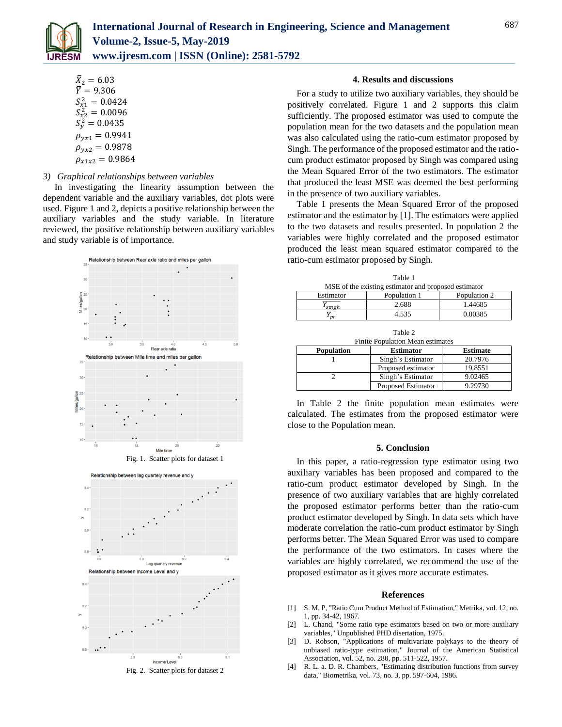$\bar{X}_2 = 6.03$
$\bar{Y} = 9.306$
$S_{x1}^2 = 0.0424$
$S_{x2}^2 = 0.0096$
$S_y^2 = 0.0435$
$\rho_{yx1} = 0.9941$
$\rho_{yx2} = 0.9878$
$\rho_{x1x2} = 0.9864$

*3) Graphical relationships between variables*

In investigating the linearity assumption between the dependent variable and the auxiliary variables, dot plots were used. Figure 1 and 2, depicts a positive relationship between the auxiliary variables and the study variable. In literature reviewed, the positive relationship between auxiliary variables and study variable is of importance.

Fig. 1. Scatter plots for dataset 1

Fig. 2. Scatter plots for dataset 2

## 4. Results and discussions

For a study to utilize two auxiliary variables, they should be positively correlated. Figure 1 and 2 supports this claim sufficiently. The proposed estimator was used to compute the population mean for the two datasets and the population mean was also calculated using the ratio-cum estimator proposed by Singh. The performance of the proposed estimator and the ratio-cum product estimator proposed by Singh was compared using the Mean Squared Error of the two estimators. The estimator that produced the least MSE was deemed the best performing in the presence of two auxiliary variables.

Table 1 presents the Mean Squared Error of the proposed estimator and the estimator by [1]. The estimators were applied to the two datasets and results presented. In population 2 the variables were highly correlated and the proposed estimator produced the least mean squared estimator compared to the ratio-cum estimator proposed by Singh.

Table 1
MSE of the existing estimator and proposed estimator

| Estimator | Population 1 | Population 2 |
|---|---|---|
| $\overline{Y}_{singh}$ | 2.688 | 1.44685 |
| $\overline{Y}_{pr}$ | 4.535 | 0.00385 |

Table 2
Finite Population Mean estimates

| Population | Estimator | Estimate |
|---|---|---|
| 1 | Singh's Estimator | 20.7976 |
| | Proposed estimator | 19.8551 |
| 2 | Singh's Estimator | 9.02465 |
| | Proposed Estimator | 9.29730 |

In Table 2 the finite population mean estimates were calculated. The estimates from the proposed estimator were close to the Population mean.

## 5. Conclusion

In this paper, a ratio-regression type estimator using two auxiliary variables has been proposed and compared to the ratio-cum product estimator developed by Singh. In the presence of two auxiliary variables that are highly correlated the proposed estimator performs better than the ratio-cum product estimator developed by Singh. In data sets which have moderate correlation the ratio-cum product estimator by Singh performs better. The Mean Squared Error was used to compare the performance of the two estimators. In cases where the variables are highly correlated, we recommend the use of the proposed estimator as it gives more accurate estimates.

## References

[1] S. M. P, "Ratio Cum Product Method of Estimation," Metrika, vol. 12, no. 1, pp. 34-42, 1967.

[2] L. Chand, "Some ratio type estimators based on two or more auxiliary variables," Unpublished PHD disertation, 1975.

[3] D. Robson, "Applications of multivariate polykays to the theory of unbiased ratio-type estimation," Journal of the American Statistical Association, vol. 52, no. 280, pp. 511-522, 1957.

[4] R. L. a. D. R. Chambers, "Estimating distribution functions from survey data," Biometrika, vol. 73, no. 3, pp. 597-604, 1986.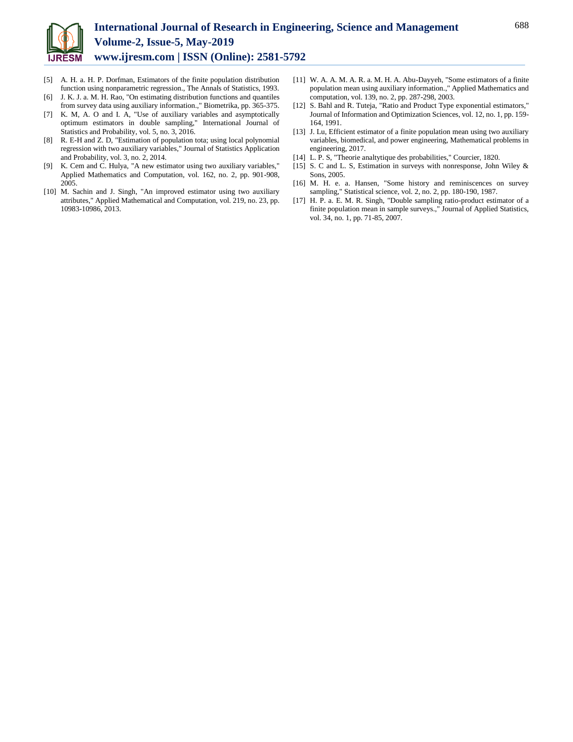[5] A. H. a. H. P. Dorfman, Estimators of the finite population distribution function using nonparametric regression., The Annals of Statistics, 1993.

[6] J. K. J. a. M. H. Rao, "On estimating distribution functions and quantiles from survey data using auxiliary information.," Biometrika, pp. 365-375.

[7] K. M, A. O and I. A, "Use of auxiliary variables and asymptotically optimum estimators in double sampling," International Journal of Statistics and Probability, vol. 5, no. 3, 2016.

[8] R. E-H and Z. D, "Estimation of population tota; using local polynomial regression with two auxiliary variables," Journal of Statistics Application and Probability, vol. 3, no. 2, 2014.

[9] K. Cem and C. Hulya, "A new estimator using two auxiliary variables," Applied Mathematics and Computation, vol. 162, no. 2, pp. 901-908, 2005.

[10] M. Sachin and J. Singh, "An improved estimator using two auxiliary attributes," Applied Mathematical and Computation, vol. 219, no. 23, pp. 10983-10986, 2013.

[11] W. A. A. M. A. R. a. M. H. A. Abu-Dayyeh, "Some estimators of a finite population mean using auxiliary information.," Applied Mathematics and computation, vol. 139, no. 2, pp. 287-298, 2003.

[12] S. Bahl and R. Tuteja, "Ratio and Product Type exponential estimators," Journal of Information and Optimization Sciences, vol. 12, no. 1, pp. 159-164, 1991.

[13] J. Lu, Efficient estimator of a finite population mean using two auxiliary variables, biomedical, and power engineering, Mathematical problems in engineering, 2017.

[14] L. P. S, "Theorie analtytique des probabilities," Courcier, 1820.

[15] S. C and L. S, Estimation in surveys with nonresponse, John Wiley & Sons, 2005.

[16] M. H. e. a. Hansen, "Some history and reminiscences on survey sampling," Statistical science, vol. 2, no. 2, pp. 180-190, 1987.

[17] H. P. a. E. M. R. Singh, "Double sampling ratio-product estimator of a finite population mean in sample surveys.," Journal of Applied Statistics, vol. 34, no. 1, pp. 71-85, 2007.